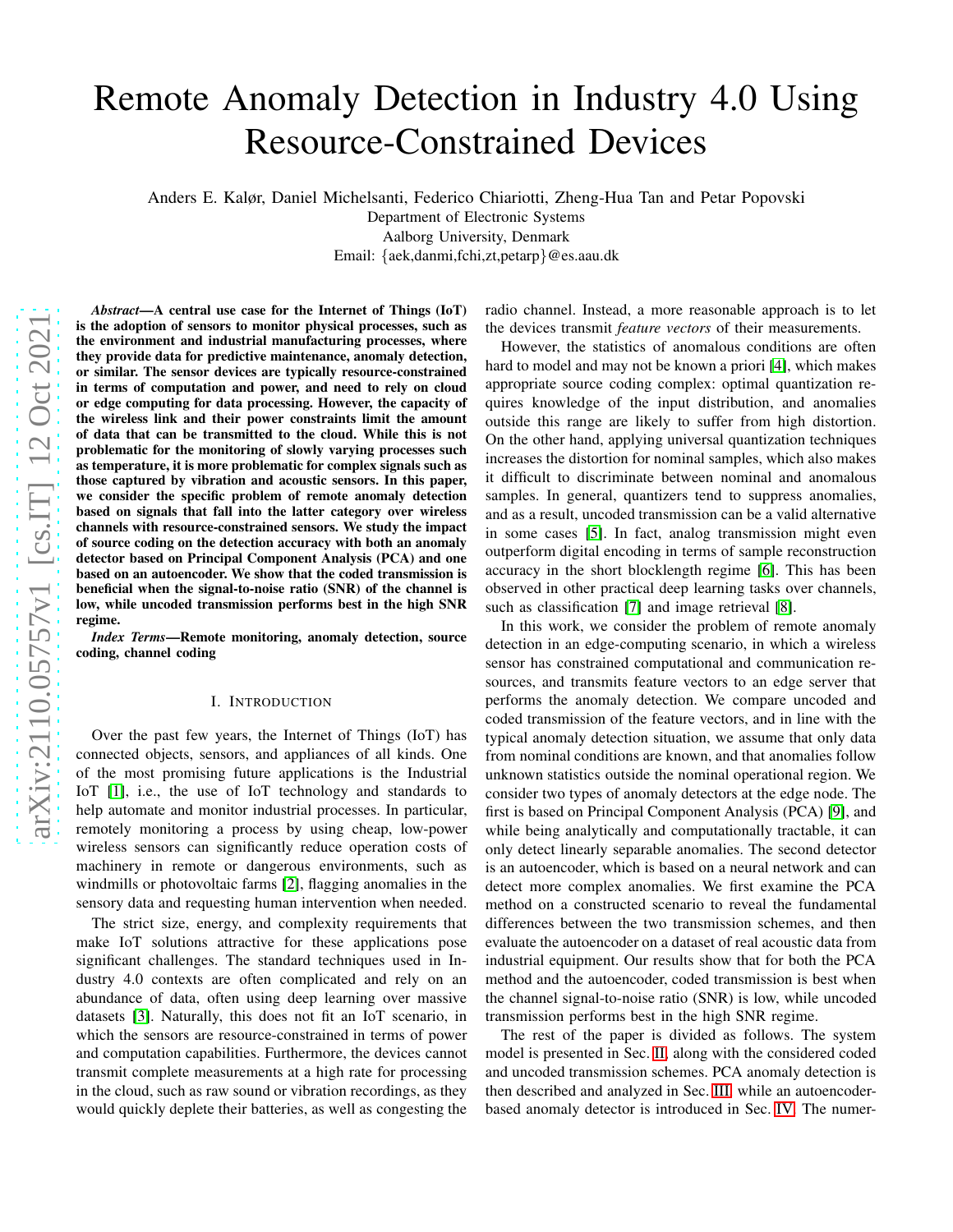# Remote Anomaly Detection in Industry 4.0 Using Resource-Constrained Devices

Anders E. Kalør, Daniel Michelsanti, Federico Chiariotti, Zheng-Hua Tan and Petar Popovski

Department of Electronic Systems
Aalborg University, Denmark
Email: {aek,danmi,fchi,zt,petarp}@es.aau.dk

***Abstract*—A central use case for the Internet of Things (IoT) is the adoption of sensors to monitor physical processes, such as the environment and industrial manufacturing processes, where they provide data for predictive maintenance, anomaly detection, or similar. The sensor devices are typically resource-constrained in terms of computation and power, and need to rely on cloud or edge computing for data processing. However, the capacity of the wireless link and their power constraints limit the amount of data that can be transmitted to the cloud. While this is not problematic for the monitoring of slowly varying processes such as temperature, it is more problematic for complex signals such as those captured by vibration and acoustic sensors. In this paper, we consider the specific problem of remote anomaly detection based on signals that fall into the latter category over wireless channels with resource-constrained sensors. We study the impact of source coding on the detection accuracy with both an anomaly detector based on Principal Component Analysis (PCA) and one based on an autoencoder. We show that the coded transmission is beneficial when the signal-to-noise ratio (SNR) of the channel is low, while uncoded transmission performs best in the high SNR regime.**

***Index Terms*—Remote monitoring, anomaly detection, source coding, channel coding**

## I. Introduction

Over the past few years, the Internet of Things (IoT) has connected objects, sensors, and appliances of all kinds. One of the most promising future applications is the Industrial IoT [1], i.e., the use of IoT technology and standards to help automate and monitor industrial processes. In particular, remotely monitoring a process by using cheap, low-power wireless sensors can significantly reduce operation costs of machinery in remote or dangerous environments, such as windmills or photovoltaic farms [2], flagging anomalies in the sensory data and requesting human intervention when needed.

The strict size, energy, and complexity requirements that make IoT solutions attractive for these applications pose significant challenges. The standard techniques used in Industry 4.0 contexts are often complicated and rely on an abundance of data, often using deep learning over massive datasets [3]. Naturally, this does not fit an IoT scenario, in which the sensors are resource-constrained in terms of power and computation capabilities. Furthermore, the devices cannot transmit complete measurements at a high rate for processing in the cloud, such as raw sound or vibration recordings, as they would quickly deplete their batteries, as well as congesting the radio channel. Instead, a more reasonable approach is to let the devices transmit *feature vectors* of their measurements.

However, the statistics of anomalous conditions are often hard to model and may not be known a priori [4], which makes appropriate source coding complex: optimal quantization requires knowledge of the input distribution, and anomalies outside this range are likely to suffer from high distortion. On the other hand, applying universal quantization techniques increases the distortion for nominal samples, which also makes it difficult to discriminate between nominal and anomalous samples. In general, quantizers tend to suppress anomalies, and as a result, uncoded transmission can be a valid alternative in some cases [5]. In fact, analog transmission might even outperform digital encoding in terms of sample reconstruction accuracy in the short blocklength regime [6]. This has been observed in other practical deep learning tasks over channels, such as classification [7] and image retrieval [8].

In this work, we consider the problem of remote anomaly detection in an edge-computing scenario, in which a wireless sensor has constrained computational and communication resources, and transmits feature vectors to an edge server that performs the anomaly detection. We compare uncoded and coded transmission of the feature vectors, and in line with the typical anomaly detection situation, we assume that only data from nominal conditions are known, and that anomalies follow unknown statistics outside the nominal operational region. We consider two types of anomaly detectors at the edge node. The first is based on Principal Component Analysis (PCA) [9], and while being analytically and computationally tractable, it can only detect linearly separable anomalies. The second detector is an autoencoder, which is based on a neural network and can detect more complex anomalies. We first examine the PCA method on a constructed scenario to reveal the fundamental differences between the two transmission schemes, and then evaluate the autoencoder on a dataset of real acoustic data from industrial equipment. Our results show that for both the PCA method and the autoencoder, coded transmission is best when the channel signal-to-noise ratio (SNR) is low, while uncoded transmission performs best in the high SNR regime.

The rest of the paper is divided as follows. The system model is presented in Sec. II, along with the considered coded and uncoded transmission schemes. PCA anomaly detection is then described and analyzed in Sec. III, while an autoencoder-based anomaly detector is introduced in Sec. IV. The numer-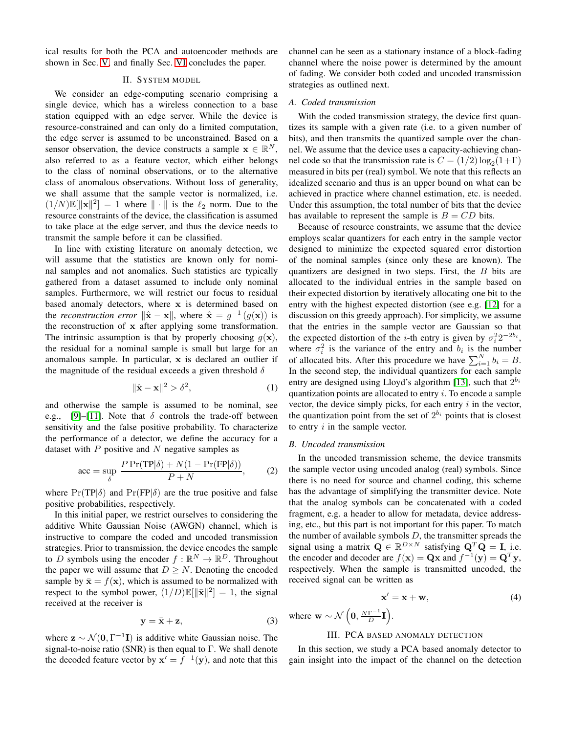ical results for both the PCA and autoencoder methods are shown in Sec. V, and finally Sec. VI concludes the paper.

## II. System model

We consider an edge-computing scenario comprising a single device, which has a wireless connection to a base station equipped with an edge server. While the device is resource-constrained and can only do a limited computation, the edge server is assumed to be unconstrained. Based on a sensor observation, the device constructs a sample $\mathbf{x} \in \mathbb{R}^N$, also referred to as a feature vector, which either belongs to the class of nominal observations, or to the alternative class of anomalous observations. Without loss of generality, we shall assume that the sample vector is normalized, i.e. $(1/N)\mathbb{E}[\|\mathbf{x}\|^2] = 1$ where $\|\cdot\|$ is the $\ell_2$ norm. Due to the resource constraints of the device, the classification is assumed to take place at the edge server, and thus the device needs to transmit the sample before it can be classified.

In line with existing literature on anomaly detection, we will assume that the statistics are known only for nominal samples and not anomalies. Such statistics are typically gathered from a dataset assumed to include only nominal samples. Furthermore, we will restrict our focus to residual based anomaly detectors, which is determined based on the *reconstruction error* $\|\hat{\mathbf{x}} - \mathbf{x}\|$, where $\hat{\mathbf{x}} = g^{-1}(g(\mathbf{x}))$ is the reconstruction of $\mathbf{x}$ after applying some transformation. The intrinsic assumption is that by properly choosing $g(\mathbf{x})$, the residual for a nominal sample is small but large for an anomalous sample. In particular, $\mathbf{x}$ is declared an outlier if the magnitude of the residual exceeds a given threshold $\delta$

$$\|\hat{\mathbf{x}} - \mathbf{x}\|^2 > \delta^2, \tag{1}$$

and otherwise the sample is assumed to be nominal, see e.g., [9]–[11]. Note that $\delta$ controls the trade-off between sensitivity and the false positive probability. To characterize the performance of a detector, we define the accuracy for a dataset with $P$ positive and $N$ negative samples as

$$\text{acc} = \sup_{\delta} \frac{P \Pr(\text{TP}|\delta) + N(1 - \Pr(\text{FP}|\delta))}{P + N}, \tag{2}$$

where $\Pr(\text{TP}|\delta)$ and $\Pr(\text{FP}|\delta)$ are the true positive and false positive probabilities, respectively.

In this initial paper, we restrict ourselves to considering the additive White Gaussian Noise (AWGN) channel, which is instructive to compare the coded and uncoded transmission strategies. Prior to transmission, the device encodes the sample to $D$ symbols using the encoder $f : \mathbb{R}^N \to \mathbb{R}^D$. Throughout the paper we will assume that $D \geq N$. Denoting the encoded sample by $\bar{\mathbf{x}} = f(\mathbf{x})$, which is assumed to be normalized with respect to the symbol power, $(1/D)\mathbb{E}[\|\bar{\mathbf{x}}\|^2] = 1$, the signal received at the receiver is

$$\mathbf{y} = \bar{\mathbf{x}} + \mathbf{z}, \tag{3}$$

where $\mathbf{z} \sim \mathcal{N}(\mathbf{0}, \Gamma^{-1}\mathbf{I})$ is additive white Gaussian noise. The signal-to-noise ratio (SNR) is then equal to $\Gamma$. We shall denote the decoded feature vector by $\mathbf{x}' = f^{-1}(\mathbf{y})$, and note that this channel can be seen as a stationary instance of a block-fading channel where the noise power is determined by the amount of fading. We consider both coded and uncoded transmission strategies as outlined next.

### A. Coded transmission

With the coded transmission strategy, the device first quantizes its sample with a given rate (i.e. to a given number of bits), and then transmits the quantized sample over the channel. We assume that the device uses a capacity-achieving channel code so that the transmission rate is $C = (1/2)\log_2(1+\Gamma)$ measured in bits per (real) symbol. We note that this reflects an idealized scenario and thus is an upper bound on what can be achieved in practice where channel estimation, etc. is needed. Under this assumption, the total number of bits that the device has available to represent the sample is $B = CD$ bits.

Because of resource constraints, we assume that the device employs scalar quantizers for each entry in the sample vector designed to minimize the expected squared error distortion of the nominal samples (since only these are known). The quantizers are designed in two steps. First, the $B$ bits are allocated to the individual entries in the sample based on their expected distortion by iteratively allocating one bit to the entry with the highest expected distortion (see e.g. [12] for a discussion on this greedy approach). For simplicity, we assume that the entries in the sample vector are Gaussian so that the expected distortion of the $i$-th entry is given by $\sigma_i^2 2^{-2b_i}$, where $\sigma_i^2$ is the variance of the entry and $b_i$ is the number of allocated bits. After this procedure we have $\sum_{i=1}^{N} b_i = B$. In the second step, the individual quantizers for each sample entry are designed using Lloyd's algorithm [13], such that $2^{b_i}$ quantization points are allocated to entry $i$. To encode a sample vector, the device simply picks, for each entry $i$ in the vector, the quantization point from the set of $2^{b_i}$ points that is closest to entry $i$ in the sample vector.

### B. Uncoded transmission

In the uncoded transmission scheme, the device transmits the sample vector using uncoded analog (real) symbols. Since there is no need for source and channel coding, this scheme has the advantage of simplifying the transmitter device. Note that the analog symbols can be concatenated with a coded fragment, e.g. a header to allow for metadata, device addressing, etc., but this part is not important for this paper. To match the number of available symbols $D$, the transmitter spreads the signal using a matrix $\mathbf{Q} \in \mathbb{R}^{D \times N}$ satisfying $\mathbf{Q}^T\mathbf{Q} = \mathbf{I}$, i.e. the encoder and decoder are $f(\mathbf{x}) = \mathbf{Q}\mathbf{x}$ and $f^{-1}(\mathbf{y}) = \mathbf{Q}^T\mathbf{y}$, respectively. When the sample is transmitted uncoded, the received signal can be written as

$$\mathbf{x}' = \mathbf{x} + \mathbf{w}, \tag{4}$$

where $\mathbf{w} \sim \mathcal{N}\left(\mathbf{0}, \frac{N\Gamma^{-1}}{D}\mathbf{I}\right)$.

## III. PCA based anomaly detection

In this section, we study a PCA based anomaly detector to gain insight into the impact of the channel on the detection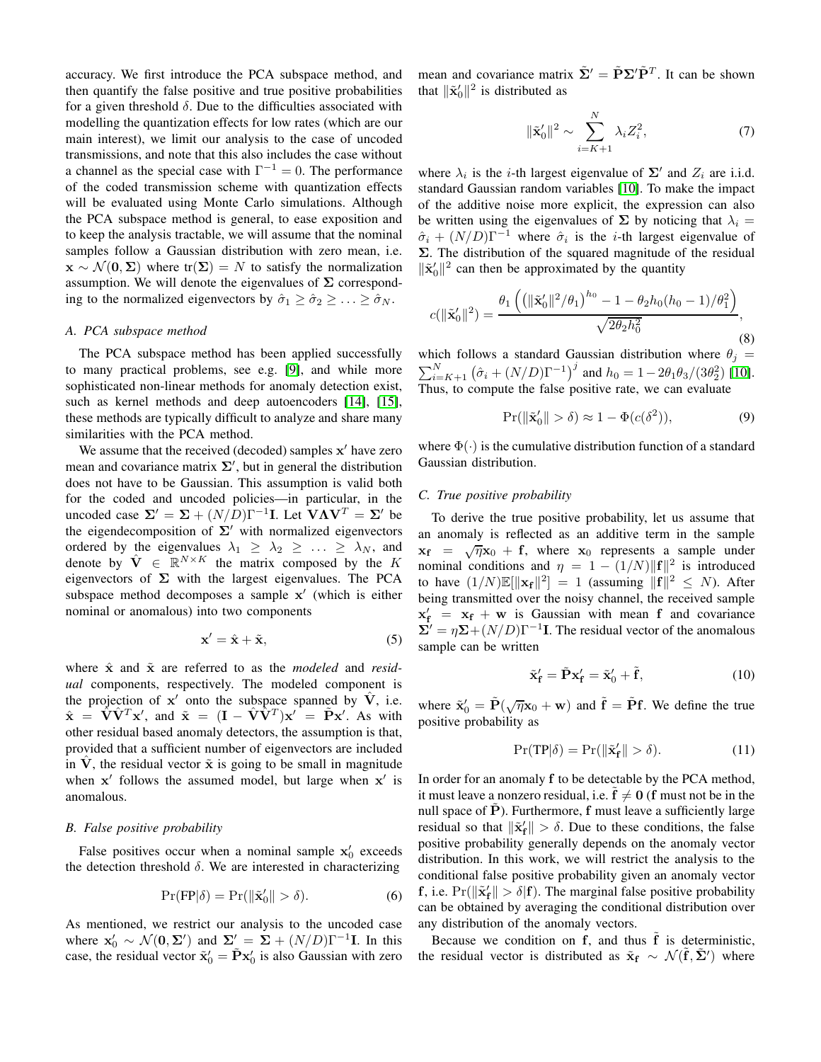accuracy. We first introduce the PCA subspace method, and then quantify the false positive and true positive probabilities for a given threshold $\delta$. Due to the difficulties associated with modelling the quantization effects for low rates (which are our main interest), we limit our analysis to the case of uncoded transmissions, and note that this also includes the case without a channel as the special case with $\Gamma^{-1} = 0$. The performance of the coded transmission scheme with quantization effects will be evaluated using Monte Carlo simulations. Although the PCA subspace method is general, to ease exposition and to keep the analysis tractable, we will assume that the nominal samples follow a Gaussian distribution with zero mean, i.e. $\mathbf{x} \sim \mathcal{N}(\mathbf{0}, \mathbf{\Sigma})$ where $\text{tr}(\mathbf{\Sigma}) = N$ to satisfy the normalization assumption. We will denote the eigenvalues of $\mathbf{\Sigma}$ corresponding to the normalized eigenvectors by $\hat{\sigma}_1 \geq \hat{\sigma}_2 \geq \ldots \geq \hat{\sigma}_N$.

### A. PCA subspace method

The PCA subspace method has been applied successfully to many practical problems, see e.g. [9], and while more sophisticated non-linear methods for anomaly detection exist, such as kernel methods and deep autoencoders [14], [15], these methods are typically difficult to analyze and share many similarities with the PCA method.

We assume that the received (decoded) samples $\mathbf{x}'$ have zero mean and covariance matrix $\mathbf{\Sigma}'$, but in general the distribution does not have to be Gaussian. This assumption is valid both for the coded and uncoded policies—in particular, in the uncoded case $\mathbf{\Sigma}' = \mathbf{\Sigma} + (N/D)\Gamma^{-1}\mathbf{I}$. Let $\mathbf{V}\mathbf{\Lambda}\mathbf{V}^T = \mathbf{\Sigma}'$ be the eigendecomposition of $\mathbf{\Sigma}'$ with normalized eigenvectors ordered by the eigenvalues $\lambda_1 \geq \lambda_2 \geq \ldots \geq \lambda_N$, and denote by $\hat{\mathbf{V}} \in \mathbb{R}^{N\times K}$ the matrix composed by the $K$ eigenvectors of $\mathbf{\Sigma}$ with the largest eigenvalues. The PCA subspace method decomposes a sample $\mathbf{x}'$ (which is either nominal or anomalous) into two components

$$\mathbf{x}' = \hat{\mathbf{x}} + \tilde{\mathbf{x}}, \tag{5}$$

where $\hat{\mathbf{x}}$ and $\tilde{\mathbf{x}}$ are referred to as the *modeled* and *residual* components, respectively. The modeled component is the projection of $\mathbf{x}'$ onto the subspace spanned by $\hat{\mathbf{V}}$, i.e. $\hat{\mathbf{x}} = \hat{\mathbf{V}}\hat{\mathbf{V}}^T\mathbf{x}'$, and $\tilde{\mathbf{x}} = (\mathbf{I} - \hat{\mathbf{V}}\hat{\mathbf{V}}^T)\mathbf{x}' = \tilde{\mathbf{P}}\mathbf{x}'$. As with other residual based anomaly detectors, the assumption is that, provided that a sufficient number of eigenvectors are included in $\hat{\mathbf{V}}$, the residual vector $\tilde{\mathbf{x}}$ is going to be small in magnitude when $\mathbf{x}'$ follows the assumed model, but large when $\mathbf{x}'$ is anomalous.

### B. False positive probability

False positives occur when a nominal sample $\mathbf{x}_0'$ exceeds the detection threshold $\delta$. We are interested in characterizing

$$\Pr(\text{FP}|\delta) = \Pr(\|\tilde{\mathbf{x}}_0'\| > \delta). \tag{6}$$

As mentioned, we restrict our analysis to the uncoded case where $\mathbf{x}_0' \sim \mathcal{N}(\mathbf{0}, \mathbf{\Sigma}')$ and $\mathbf{\Sigma}' = \mathbf{\Sigma} + (N/D)\Gamma^{-1}\mathbf{I}$. In this case, the residual vector $\tilde{\mathbf{x}}_0' = \tilde{\mathbf{P}}\mathbf{x}_0'$ is also Gaussian with zero mean and covariance matrix $\tilde{\mathbf{\Sigma}}' = \tilde{\mathbf{P}}\mathbf{\Sigma}'\tilde{\mathbf{P}}^T$. It can be shown that $\|\tilde{\mathbf{x}}_0'\|^2$ is distributed as

$$\|\tilde{\mathbf{x}}_0'\|^2 \sim \sum_{i=K+1}^{N} \lambda_i Z_i^2, \tag{7}$$

where $\lambda_i$ is the $i$-th largest eigenvalue of $\mathbf{\Sigma}'$ and $Z_i$ are i.i.d. standard Gaussian random variables [10]. To make the impact of the additive noise more explicit, the expression can also be written using the eigenvalues of $\mathbf{\Sigma}$ by noticing that $\lambda_i = \hat{\sigma}_i + (N/D)\Gamma^{-1}$ where $\hat{\sigma}_i$ is the $i$-th largest eigenvalue of $\mathbf{\Sigma}$. The distribution of the squared magnitude of the residual $\|\tilde{\mathbf{x}}_0'\|^2$ can then be approximated by the quantity

$$c(\|\tilde{\mathbf{x}}_0'\|^2) = \frac{\theta_1\left(\left(\|\tilde{\mathbf{x}}_0'\|^2/\theta_1\right)^{h_0} - 1 - \theta_2 h_0(h_0-1)/\theta_1^2\right)}{\sqrt{2\theta_2 h_0^2}}, \tag{8}$$

which follows a standard Gaussian distribution where $\theta_j = \sum_{i=K+1}^{N}\left(\hat{\sigma}_i + (N/D)\Gamma^{-1}\right)^j$ and $h_0 = 1 - 2\theta_1\theta_3/(3\theta_2^2)$ [10]. Thus, to compute the false positive rate, we can evaluate

$$\Pr(\|\tilde{\mathbf{x}}_0'\| > \delta) \approx 1 - \Phi(c(\delta^2)), \tag{9}$$

where $\Phi(\cdot)$ is the cumulative distribution function of a standard Gaussian distribution.

### C. True positive probability

To derive the true positive probability, let us assume that an anomaly is reflected as an additive term in the sample $\mathbf{x}_\mathbf{f} = \sqrt{\eta}\mathbf{x}_0 + \mathbf{f}$, where $\mathbf{x}_0$ represents a sample under nominal conditions and $\eta = 1 - (1/N)\|\mathbf{f}\|^2$ is introduced to have $(1/N)\mathbb{E}[\|\mathbf{x}_\mathbf{f}\|^2] = 1$ (assuming $\|\mathbf{f}\|^2 \leq N$). After being transmitted over the noisy channel, the received sample $\mathbf{x}_\mathbf{f}' = \mathbf{x}_\mathbf{f} + \mathbf{w}$ is Gaussian with mean $\mathbf{f}$ and covariance $\mathbf{\Sigma}' = \eta\mathbf{\Sigma} + (N/D)\Gamma^{-1}\mathbf{I}$. The residual vector of the anomalous sample can be written

$$\tilde{\mathbf{x}}_\mathbf{f}' = \tilde{\mathbf{P}}\mathbf{x}_\mathbf{f}' = \tilde{\mathbf{x}}_0' + \tilde{\mathbf{f}}, \tag{10}$$

where $\tilde{\mathbf{x}}_0' = \tilde{\mathbf{P}}(\sqrt{\eta}\mathbf{x}_0 + \mathbf{w})$ and $\tilde{\mathbf{f}} = \tilde{\mathbf{P}}\mathbf{f}$. We define the true positive probability as

$$\Pr(\text{TP}|\delta) = \Pr(\|\tilde{\mathbf{x}}_\mathbf{f}'\| > \delta). \tag{11}$$

In order for an anomaly $\mathbf{f}$ to be detectable by the PCA method, it must leave a nonzero residual, i.e. $\tilde{\mathbf{f}} \neq \mathbf{0}$ ($\mathbf{f}$ must not be in the null space of $\tilde{\mathbf{P}}$). Furthermore, $\mathbf{f}$ must leave a sufficiently large residual so that $\|\tilde{\mathbf{x}}_\mathbf{f}'\| > \delta$. Due to these conditions, the false positive probability generally depends on the anomaly vector distribution. In this work, we will restrict the analysis to the conditional false positive probability given an anomaly vector $\mathbf{f}$, i.e. $\Pr(\|\tilde{\mathbf{x}}_\mathbf{f}'\| > \delta|\mathbf{f})$. The marginal false positive probability can be obtained by averaging the conditional distribution over any distribution of the anomaly vectors.

Because we condition on $\mathbf{f}$, and thus $\tilde{\mathbf{f}}$ is deterministic, the residual vector is distributed as $\tilde{\mathbf{x}}_\mathbf{f} \sim \mathcal{N}(\tilde{\mathbf{f}}, \tilde{\mathbf{\Sigma}}')$ where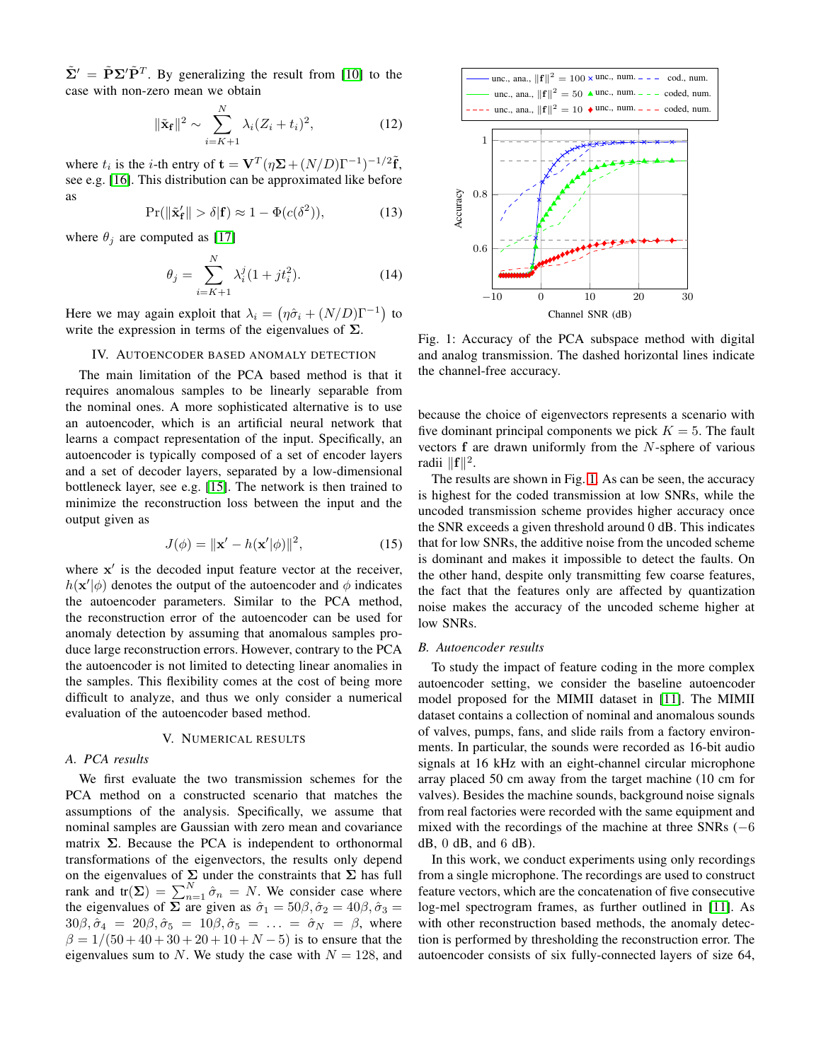$\tilde{\boldsymbol{\Sigma}}' = \tilde{\mathbf{P}}\boldsymbol{\Sigma}'\tilde{\mathbf{P}}^T$. By generalizing the result from [10] to the case with non-zero mean we obtain

$$\|\tilde{\mathbf{x}}_{\mathbf{f}}\|^2 \sim \sum_{i=K+1}^{N} \lambda_i (Z_i + t_i)^2, \tag{12}$$

where $t_i$ is the $i$-th entry of $\mathbf{t} = \mathbf{V}^T(\eta\boldsymbol{\Sigma} + (N/D)\Gamma^{-1})^{-1/2}\tilde{\mathbf{f}}$, see e.g. [16]. This distribution can be approximated like before as

$$\Pr(\|\tilde{\mathbf{x}}_{\mathbf{f}}'\| > \delta|\mathbf{f}) \approx 1 - \Phi(c(\delta^2)), \tag{13}$$

where $\theta_j$ are computed as [17]

$$\theta_j = \sum_{i=K+1}^{N} \lambda_i^j (1 + jt_i^2). \tag{14}$$

Here we may again exploit that $\lambda_i = \left(\eta\hat{\sigma}_i + (N/D)\Gamma^{-1}\right)$ to write the expression in terms of the eigenvalues of $\boldsymbol{\Sigma}$.

## IV. Autoencoder based anomaly detection

The main limitation of the PCA based method is that it requires anomalous samples to be linearly separable from the nominal ones. A more sophisticated alternative is to use an autoencoder, which is an artificial neural network that learns a compact representation of the input. Specifically, an autoencoder is typically composed of a set of encoder layers and a set of decoder layers, separated by a low-dimensional bottleneck layer, see e.g. [15]. The network is then trained to minimize the reconstruction loss between the input and the output given as

$$J(\phi) = \|\mathbf{x}' - h(\mathbf{x}'|\phi)\|^2, \tag{15}$$

where $\mathbf{x}'$ is the decoded input feature vector at the receiver, $h(\mathbf{x}'|\phi)$ denotes the output of the autoencoder and $\phi$ indicates the autoencoder parameters. Similar to the PCA method, the reconstruction error of the autoencoder can be used for anomaly detection by assuming that anomalous samples produce large reconstruction errors. However, contrary to the PCA the autoencoder is not limited to detecting linear anomalies in the samples. This flexibility comes at the cost of being more difficult to analyze, and thus we only consider a numerical evaluation of the autoencoder based method.

## V. Numerical results

### A. PCA results

We first evaluate the two transmission schemes for the PCA method on a constructed scenario that matches the assumptions of the analysis. Specifically, we assume that nominal samples are Gaussian with zero mean and covariance matrix $\boldsymbol{\Sigma}$. Because the PCA is independent to orthonormal transformations of the eigenvectors, the results only depend on the eigenvalues of $\boldsymbol{\Sigma}$ under the constraints that $\boldsymbol{\Sigma}$ has full rank and $\text{tr}(\boldsymbol{\Sigma}) = \sum_{n=1}^{N} \hat{\sigma}_n = N$. We consider case where the eigenvalues of $\boldsymbol{\Sigma}$ are given as $\hat{\sigma}_1 = 50\beta, \hat{\sigma}_2 = 40\beta, \hat{\sigma}_3 = 30\beta, \hat{\sigma}_4 = 20\beta, \hat{\sigma}_5 = 10\beta, \hat{\sigma}_5 = \ldots = \hat{\sigma}_N = \beta$, where $\beta = 1/(50 + 40 + 30 + 20 + 10 + N - 5)$ is to ensure that the eigenvalues sum to $N$. We study the case with $N = 128$, and because the choice of eigenvectors represents a scenario with five dominant principal components we pick $K = 5$. The fault vectors $\mathbf{f}$ are drawn uniformly from the $N$-sphere of various radii $\|\mathbf{f}\|^2$.

Fig. 1: Accuracy of the PCA subspace method with digital and analog transmission. The dashed horizontal lines indicate the channel-free accuracy.

The results are shown in Fig. 1. As can be seen, the accuracy is highest for the coded transmission at low SNRs, while the uncoded transmission scheme provides higher accuracy once the SNR exceeds a given threshold around 0 dB. This indicates that for low SNRs, the additive noise from the uncoded scheme is dominant and makes it impossible to detect the faults. On the other hand, despite only transmitting few coarse features, the fact that the features only are affected by quantization noise makes the accuracy of the uncoded scheme higher at low SNRs.

### B. Autoencoder results

To study the impact of feature coding in the more complex autoencoder setting, we consider the baseline autoencoder model proposed for the MIMII dataset in [11]. The MIMII dataset contains a collection of nominal and anomalous sounds of valves, pumps, fans, and slide rails from a factory environments. In particular, the sounds were recorded as 16-bit audio signals at 16 kHz with an eight-channel circular microphone array placed 50 cm away from the target machine (10 cm for valves). Besides the machine sounds, background noise signals from real factories were recorded with the same equipment and mixed with the recordings of the machine at three SNRs ($-6$ dB, 0 dB, and 6 dB).

In this work, we conduct experiments using only recordings from a single microphone. The recordings are used to construct feature vectors, which are the concatenation of five consecutive log-mel spectrogram frames, as further outlined in [11]. As with other reconstruction based methods, the anomaly detection is performed by thresholding the reconstruction error. The autoencoder consists of six fully-connected layers of size 64,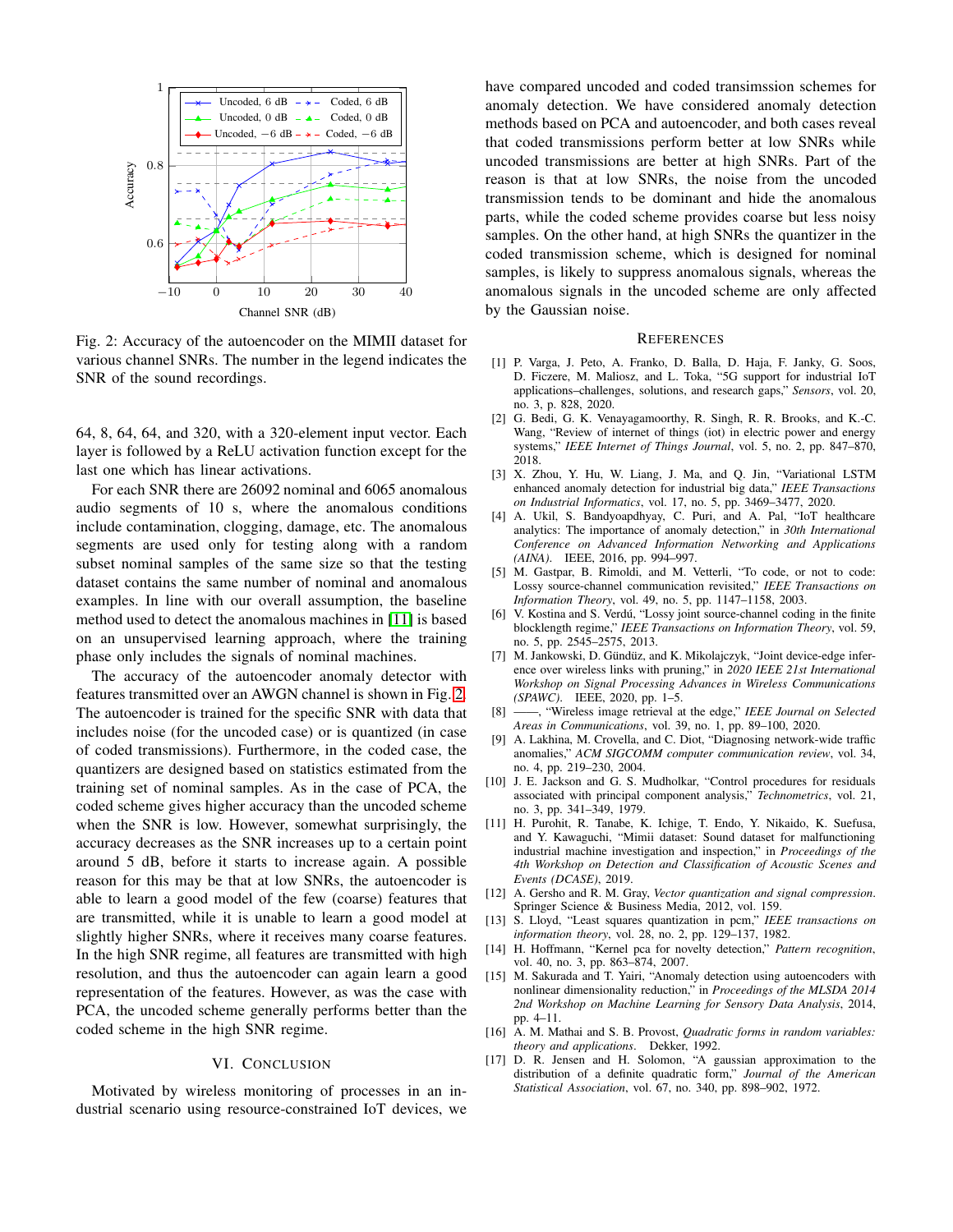1

0.8

0.6

Accuracy

−10 0 10 20 30 40

Channel SNR (dB)

Uncoded, 6 dB
Coded, 6 dB
Uncoded, 0 dB
Coded, 0 dB
Uncoded, −6 dB
Coded, −6 dB

Fig. 2: Accuracy of the autoencoder on the MIMII dataset for various channel SNRs. The number in the legend indicates the SNR of the sound recordings.

64, 8, 64, 64, and 320, with a 320-element input vector. Each layer is followed by a ReLU activation function except for the last one which has linear activations.

For each SNR there are 26092 nominal and 6065 anomalous audio segments of 10 s, where the anomalous conditions include contamination, clogging, damage, etc. The anomalous segments are used only for testing along with a random subset nominal samples of the same size so that the testing dataset contains the same number of nominal and anomalous examples. In line with our overall assumption, the baseline method used to detect the anomalous machines in [11] is based on an unsupervised learning approach, where the training phase only includes the signals of nominal machines.

The accuracy of the autoencoder anomaly detector with features transmitted over an AWGN channel is shown in Fig. 2. The autoencoder is trained for the specific SNR with data that includes noise (for the uncoded case) or is quantized (in case of coded transmissions). Furthermore, in the coded case, the quantizers are designed based on statistics estimated from the training set of nominal samples. As in the case of PCA, the coded scheme gives higher accuracy than the uncoded scheme when the SNR is low. However, somewhat surprisingly, the accuracy decreases as the SNR increases up to a certain point around 5 dB, before it starts to increase again. A possible reason for this may be that at low SNRs, the autoencoder is able to learn a good model of the few (coarse) features that are transmitted, while it is unable to learn a good model at slightly higher SNRs, where it receives many coarse features. In the high SNR regime, all features are transmitted with high resolution, and thus the autoencoder can again learn a good representation of the features. However, as was the case with PCA, the uncoded scheme generally performs better than the coded scheme in the high SNR regime.

## VI. Conclusion

Motivated by wireless monitoring of processes in an industrial scenario using resource-constrained IoT devices, we have compared uncoded and coded transimssion schemes for anomaly detection. We have considered anomaly detection methods based on PCA and autoencoder, and both cases reveal that coded transmissions perform better at low SNRs while uncoded transmissions are better at high SNRs. Part of the reason is that at low SNRs, the noise from the uncoded transmission tends to be dominant and hide the anomalous parts, while the coded scheme provides coarse but less noisy samples. On the other hand, at high SNRs the quantizer in the coded transmission scheme, which is designed for nominal samples, is likely to suppress anomalous signals, whereas the anomalous signals in the uncoded scheme are only affected by the Gaussian noise.

## References

[1] P. Varga, J. Peto, A. Franko, D. Balla, D. Haja, F. Janky, G. Soos, D. Ficzere, M. Maliosz, and L. Toka, "5G support for industrial IoT applications–challenges, solutions, and research gaps," *Sensors*, vol. 20, no. 3, p. 828, 2020.

[2] G. Bedi, G. K. Venayagamoorthy, R. Singh, R. R. Brooks, and K.-C. Wang, "Review of internet of things (iot) in electric power and energy systems," *IEEE Internet of Things Journal*, vol. 5, no. 2, pp. 847–870, 2018.

[3] X. Zhou, Y. Hu, W. Liang, J. Ma, and Q. Jin, "Variational LSTM enhanced anomaly detection for industrial big data," *IEEE Transactions on Industrial Informatics*, vol. 17, no. 5, pp. 3469–3477, 2020.

[4] A. Ukil, S. Bandyoapdhyay, C. Puri, and A. Pal, "IoT healthcare analytics: The importance of anomaly detection," in *30th International Conference on Advanced Information Networking and Applications (AINA)*. IEEE, 2016, pp. 994–997.

[5] M. Gastpar, B. Rimoldi, and M. Vetterli, "To code, or not to code: Lossy source-channel communication revisited," *IEEE Transactions on Information Theory*, vol. 49, no. 5, pp. 1147–1158, 2003.

[6] V. Kostina and S. Verdú, "Lossy joint source-channel coding in the finite blocklength regime," *IEEE Transactions on Information Theory*, vol. 59, no. 5, pp. 2545–2575, 2013.

[7] M. Jankowski, D. Gündüz, and K. Mikolajczyk, "Joint device-edge inference over wireless links with pruning," in *2020 IEEE 21st International Workshop on Signal Processing Advances in Wireless Communications (SPAWC)*. IEEE, 2020, pp. 1–5.

[8] ——, "Wireless image retrieval at the edge," *IEEE Journal on Selected Areas in Communications*, vol. 39, no. 1, pp. 89–100, 2020.

[9] A. Lakhina, M. Crovella, and C. Diot, "Diagnosing network-wide traffic anomalies," *ACM SIGCOMM computer communication review*, vol. 34, no. 4, pp. 219–230, 2004.

[10] J. E. Jackson and G. S. Mudholkar, "Control procedures for residuals associated with principal component analysis," *Technometrics*, vol. 21, no. 3, pp. 341–349, 1979.

[11] H. Purohit, R. Tanabe, K. Ichige, T. Endo, Y. Nikaido, K. Suefusa, and Y. Kawaguchi, "Mimii dataset: Sound dataset for malfunctioning industrial machine investigation and inspection," in *Proceedings of the 4th Workshop on Detection and Classification of Acoustic Scenes and Events (DCASE)*, 2019.

[12] A. Gersho and R. M. Gray, *Vector quantization and signal compression*. Springer Science & Business Media, 2012, vol. 159.

[13] S. Lloyd, "Least squares quantization in pcm," *IEEE transactions on information theory*, vol. 28, no. 2, pp. 129–137, 1982.

[14] H. Hoffmann, "Kernel pca for novelty detection," *Pattern recognition*, vol. 40, no. 3, pp. 863–874, 2007.

[15] M. Sakurada and T. Yairi, "Anomaly detection using autoencoders with nonlinear dimensionality reduction," in *Proceedings of the MLSDA 2014 2nd Workshop on Machine Learning for Sensory Data Analysis*, 2014, pp. 4–11.

[16] A. M. Mathai and S. B. Provost, *Quadratic forms in random variables: theory and applications*. Dekker, 1992.

[17] D. R. Jensen and H. Solomon, "A gaussian approximation to the distribution of a definite quadratic form," *Journal of the American Statistical Association*, vol. 67, no. 340, pp. 898–902, 1972.